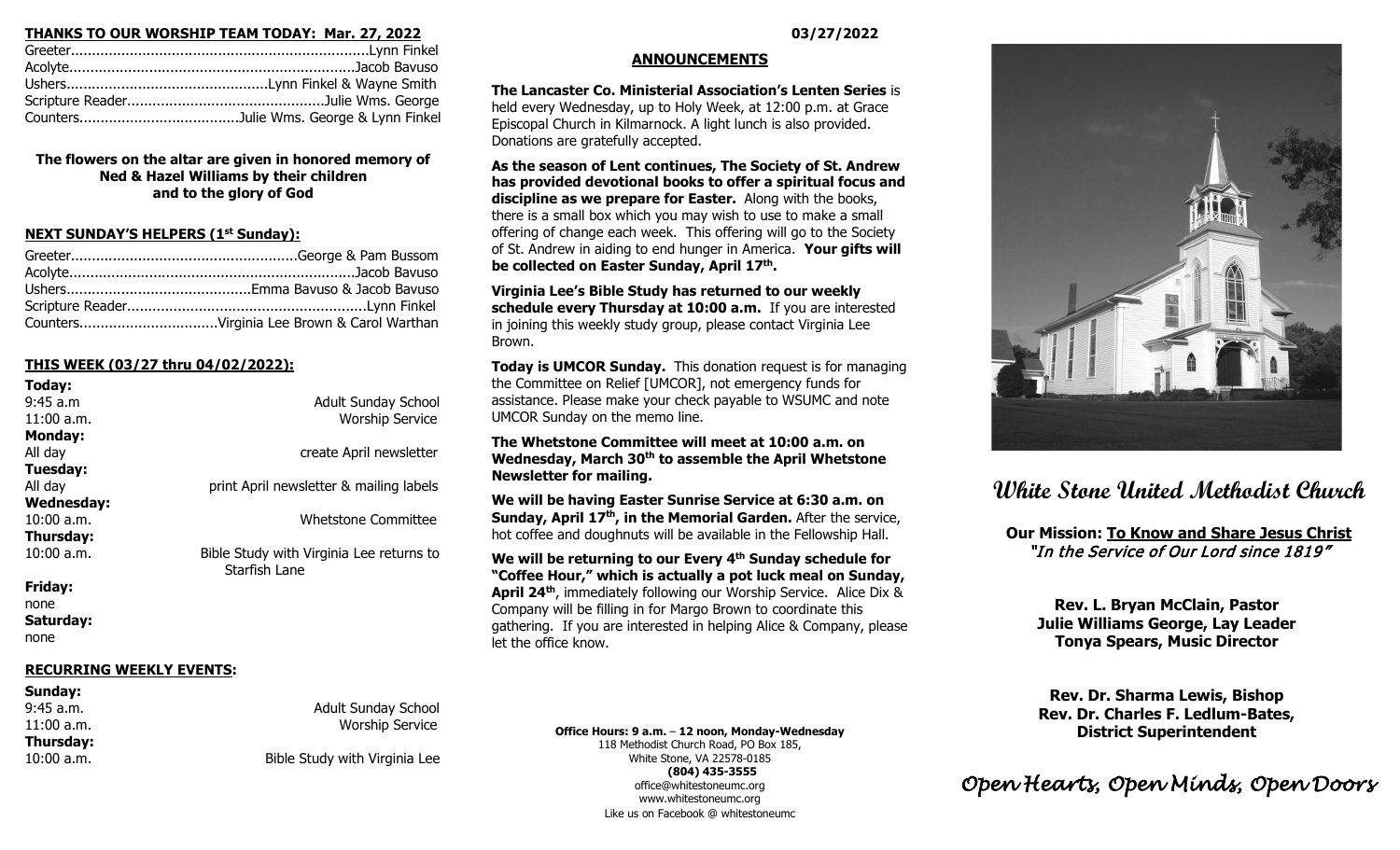## THANKS TO OUR WORSHIP TEAM TODAY: Mar. 27, 2022

Greeter......................................................................Lynn Finkel
Acolyte...................................................................Jacob Bavuso
Ushers.............................................Lynn Finkel & Wayne Smith
Scripture Reader...............................................Julie Wms. George
Counters......................................Julie Wms. George & Lynn Finkel

**The flowers on the altar are given in honored memory of Ned & Hazel Williams by their children and to the glory of God**

## NEXT SUNDAY'S HELPERS (1st Sunday):

Greeter......................................................George & Pam Bussom
Acolyte...................................................................Jacob Bavuso
Ushers.............................................Emma Bavuso & Jacob Bavuso
Scripture Reader.........................................................Lynn Finkel
Counters.................................Virginia Lee Brown & Carol Warthan

## THIS WEEK (03/27 thru 04/02/2022):

**Today:**
9:45 a.m — Adult Sunday School
11:00 a.m. — Worship Service

**Monday:**
All day — create April newsletter

**Tuesday:**
All day — print April newsletter & mailing labels

**Wednesday:**
10:00 a.m. — Whetstone Committee

**Thursday:**
10:00 a.m. — Bible Study with Virginia Lee returns to Starfish Lane

**Friday:**
none

**Saturday:**
none

## RECURRING WEEKLY EVENTS:

**Sunday:**
9:45 a.m. — Adult Sunday School
11:00 a.m. — Worship Service

**Thursday:**
10:00 a.m. — Bible Study with Virginia Lee

03/27/2022

## ANNOUNCEMENTS

**The Lancaster Co. Ministerial Association's Lenten Series** is held every Wednesday, up to Holy Week, at 12:00 p.m. at Grace Episcopal Church in Kilmarnock. A light lunch is also provided. Donations are gratefully accepted.

**As the season of Lent continues, The Society of St. Andrew has provided devotional books to offer a spiritual focus and discipline as we prepare for Easter.** Along with the books, there is a small box which you may wish to use to make a small offering of change each week. This offering will go to the Society of St. Andrew in aiding to end hunger in America. **Your gifts will be collected on Easter Sunday, April 17th.**

**Virginia Lee's Bible Study has returned to our weekly schedule every Thursday at 10:00 a.m.** If you are interested in joining this weekly study group, please contact Virginia Lee Brown.

**Today is UMCOR Sunday.** This donation request is for managing the Committee on Relief [UMCOR], not emergency funds for assistance. Please make your check payable to WSUMC and note UMCOR Sunday on the memo line.

**The Whetstone Committee will meet at 10:00 a.m. on Wednesday, March 30th to assemble the April Whetstone Newsletter for mailing.**

**We will be having Easter Sunrise Service at 6:30 a.m. on Sunday, April 17th, in the Memorial Garden.** After the service, hot coffee and doughnuts will be available in the Fellowship Hall.

**We will be returning to our Every 4th Sunday schedule for "Coffee Hour," which is actually a pot luck meal on Sunday, April 24th**, immediately following our Worship Service. Alice Dix & Company will be filling in for Margo Brown to coordinate this gathering. If you are interested in helping Alice & Company, please let the office know.

**Office Hours: 9 a.m. – 12 noon, Monday-Wednesday**
118 Methodist Church Road, PO Box 185,
White Stone, VA 22578-0185
**(804) 435-3555**
office@whitestoneumc.org
www.whitestoneumc.org
Like us on Facebook @ whitestoneumc

# White Stone United Methodist Church

**Our Mission: To Know and Share Jesus Christ**
*"In the Service of Our Lord since 1819"*

**Rev. L. Bryan McClain, Pastor**
**Julie Williams George, Lay Leader**
**Tonya Spears, Music Director**

**Rev. Dr. Sharma Lewis, Bishop**
**Rev. Dr. Charles F. Ledlum-Bates, District Superintendent**

*Open Hearts, Open Minds, Open Doors*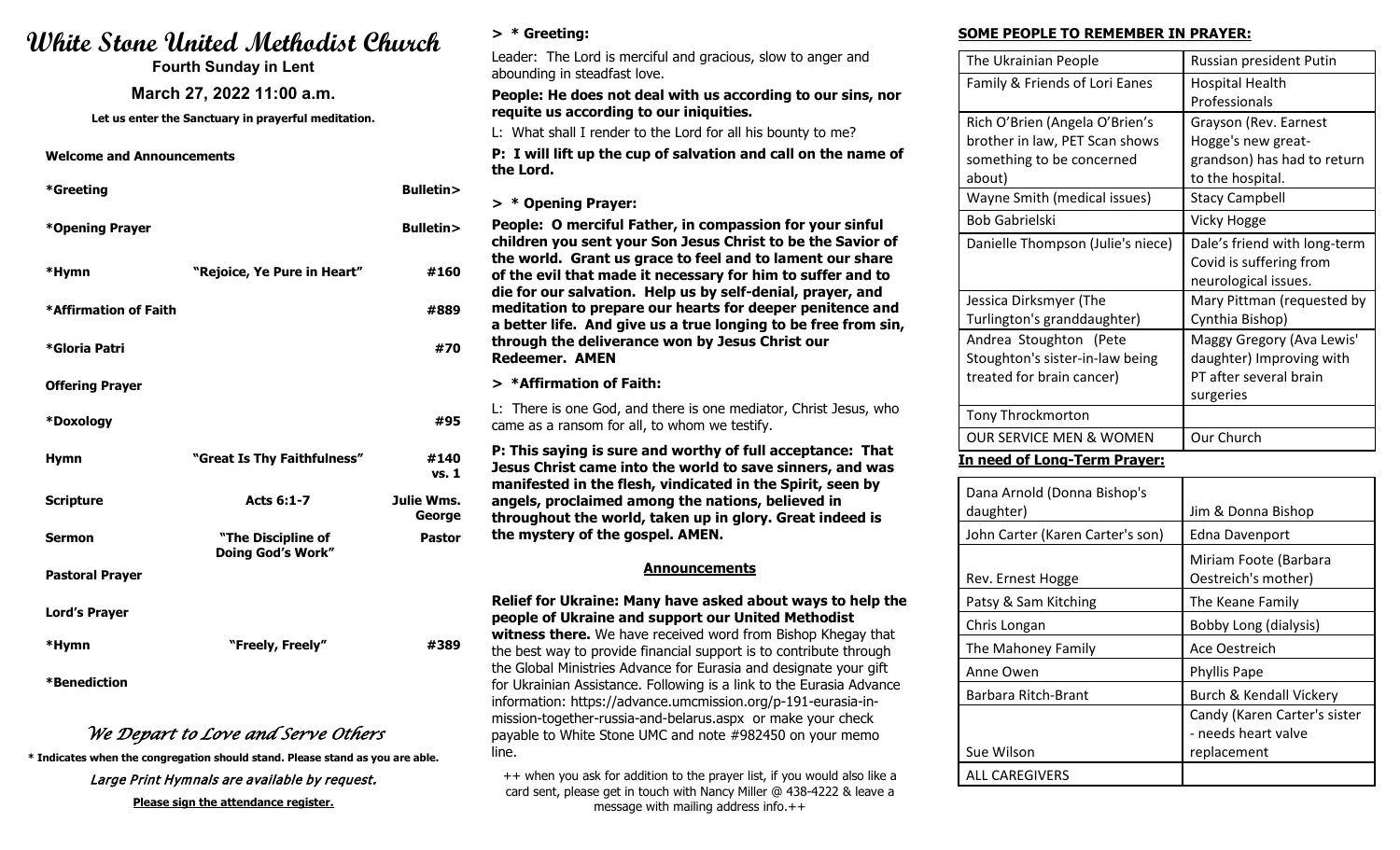# White Stone United Methodist Church

**Fourth Sunday in Lent**

**March 27, 2022 11:00 a.m.**

**Let us enter the Sanctuary in prayerful meditation.**

**Welcome and Announcements**

| | | |
|---|---|---|
| **\*Greeting** | | **Bulletin>** |
| **\*Opening Prayer** | | **Bulletin>** |
| **\*Hymn** | **"Rejoice, Ye Pure in Heart"** | **#160** |
| **\*Affirmation of Faith** | | **#889** |
| **\*Gloria Patri** | | **#70** |
| **Offering Prayer** | | |
| **\*Doxology** | | **#95** |
| **Hymn** | **"Great Is Thy Faithfulness"** | **#140 vs. 1** |
| **Scripture** | **Acts 6:1-7** | **Julie Wms. George** |
| **Sermon** | **"The Discipline of Doing God's Work"** | **Pastor** |
| **Pastoral Prayer** | | |
| **Lord's Prayer** | | |
| **\*Hymn** | **"Freely, Freely"** | **#389** |
| **\*Benediction** | | |

*We Depart to Love and Serve Others*

**\* Indicates when the congregation should stand. Please stand as you are able.**

*Large Print Hymnals are available by request.*

**Please sign the attendance register.**

## > \* Greeting:

Leader: The Lord is merciful and gracious, slow to anger and abounding in steadfast love.

**People: He does not deal with us according to our sins, nor requite us according to our iniquities.**

L: What shall I render to the Lord for all his bounty to me?

**P: I will lift up the cup of salvation and call on the name of the Lord.**

## > \* Opening Prayer:

**People: O merciful Father, in compassion for your sinful children you sent your Son Jesus Christ to be the Savior of the world. Grant us grace to feel and to lament our share of the evil that made it necessary for him to suffer and to die for our salvation. Help us by self-denial, prayer, and meditation to prepare our hearts for deeper penitence and a better life. And give us a true longing to be free from sin, through the deliverance won by Jesus Christ our Redeemer. AMEN**

## > \*Affirmation of Faith:

L: There is one God, and there is one mediator, Christ Jesus, who came as a ransom for all, to whom we testify.

**P: This saying is sure and worthy of full acceptance: That Jesus Christ came into the world to save sinners, and was manifested in the flesh, vindicated in the Spirit, seen by angels, proclaimed among the nations, believed in throughout the world, taken up in glory. Great indeed is the mystery of the gospel. AMEN.**

## Announcements

**Relief for Ukraine: Many have asked about ways to help the people of Ukraine and support our United Methodist witness there.** We have received word from Bishop Khegay that the best way to provide financial support is to contribute through the Global Ministries Advance for Eurasia and designate your gift for Ukrainian Assistance. Following is a link to the Eurasia Advance information: https://advance.umcmission.org/p-191-eurasia-in-mission-together-russia-and-belarus.aspx or make your check payable to White Stone UMC and note #982450 on your memo line.

++ when you ask for addition to the prayer list, if you would also like a card sent, please get in touch with Nancy Miller @ 438-4222 & leave a message with mailing address info.++

## SOME PEOPLE TO REMEMBER IN PRAYER:

| | |
|---|---|
| The Ukrainian People | Russian president Putin |
| Family & Friends of Lori Eanes | Hospital Health Professionals |
| Rich O'Brien (Angela O'Brien's brother in law, PET Scan shows something to be concerned about) | Grayson (Rev. Earnest Hogge's new great-grandson) has had to return to the hospital. |
| Wayne Smith (medical issues) | Stacy Campbell |
| Bob Gabrielski | Vicky Hogge |
| Danielle Thompson (Julie's niece) | Dale's friend with long-term Covid is suffering from neurological issues. |
| Jessica Dirksmyer (The Turlington's granddaughter) | Mary Pittman (requested by Cynthia Bishop) |
| Andrea Stoughton (Pete Stoughton's sister-in-law being treated for brain cancer) | Maggy Gregory (Ava Lewis' daughter) Improving with PT after several brain surgeries |
| Tony Throckmorton | |
| OUR SERVICE MEN & WOMEN | Our Church |

## In need of Long-Term Prayer:

| | |
|---|---|
| Dana Arnold (Donna Bishop's daughter) | Jim & Donna Bishop |
| John Carter (Karen Carter's son) | Edna Davenport |
| Rev. Ernest Hogge | Miriam Foote (Barbara Oestreich's mother) |
| Patsy & Sam Kitching | The Keane Family |
| Chris Longan | Bobby Long (dialysis) |
| The Mahoney Family | Ace Oestreich |
| Anne Owen | Phyllis Pape |
| Barbara Ritch-Brant | Burch & Kendall Vickery |
| Sue Wilson | Candy (Karen Carter's sister - needs heart valve replacement |
| ALL CAREGIVERS | |